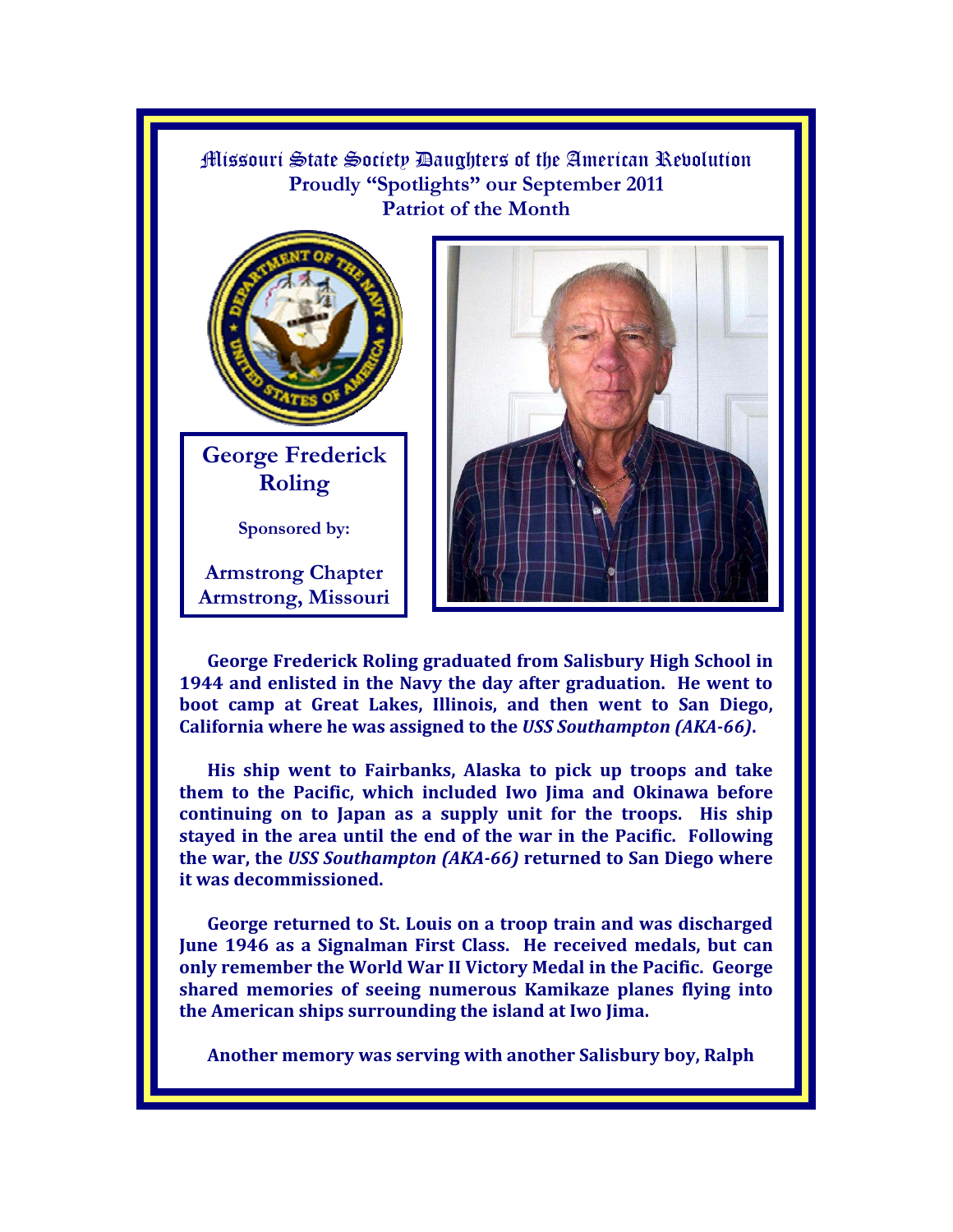# Missouri State Society Daughters of the American Revolution

**Proudly "Spotlights" our September 2011**
**Patriot of the Month**

## George Frederick Roling

**Sponsored by:**

**Armstrong Chapter**
**Armstrong, Missouri**

**George Frederick Roling graduated from Salisbury High School in 1944 and enlisted in the Navy the day after graduation. He went to boot camp at Great Lakes, Illinois, and then went to San Diego, California where he was assigned to the *USS Southampton (AKA-66)*.**

**His ship went to Fairbanks, Alaska to pick up troops and take them to the Pacific, which included Iwo Jima and Okinawa before continuing on to Japan as a supply unit for the troops. His ship stayed in the area until the end of the war in the Pacific. Following the war, the *USS Southampton (AKA-66)* returned to San Diego where it was decommissioned.**

**George returned to St. Louis on a troop train and was discharged June 1946 as a Signalman First Class. He received medals, but can only remember the World War II Victory Medal in the Pacific. George shared memories of seeing numerous Kamikaze planes flying into the American ships surrounding the island at Iwo Jima.**

**Another memory was serving with another Salisbury boy, Ralph**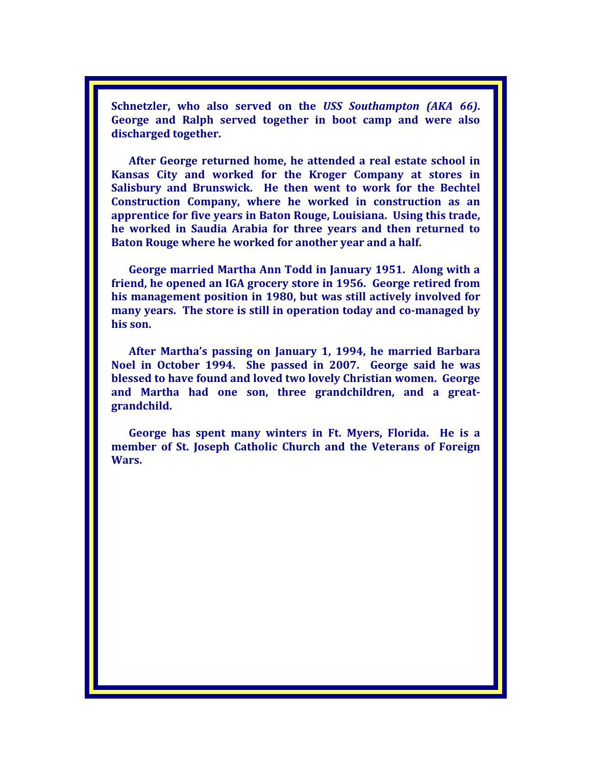**Schnetzler, who also served on the *USS Southampton (AKA 66)*. George and Ralph served together in boot camp and were also discharged together.**

**After George returned home, he attended a real estate school in Kansas City and worked for the Kroger Company at stores in Salisbury and Brunswick. He then went to work for the Bechtel Construction Company, where he worked in construction as an apprentice for five years in Baton Rouge, Louisiana. Using this trade, he worked in Saudia Arabia for three years and then returned to Baton Rouge where he worked for another year and a half.**

**George married Martha Ann Todd in January 1951. Along with a friend, he opened an IGA grocery store in 1956. George retired from his management position in 1980, but was still actively involved for many years. The store is still in operation today and co-managed by his son.**

**After Martha's passing on January 1, 1994, he married Barbara Noel in October 1994. She passed in 2007. George said he was blessed to have found and loved two lovely Christian women. George and Martha had one son, three grandchildren, and a great-grandchild.**

**George has spent many winters in Ft. Myers, Florida. He is a member of St. Joseph Catholic Church and the Veterans of Foreign Wars.**